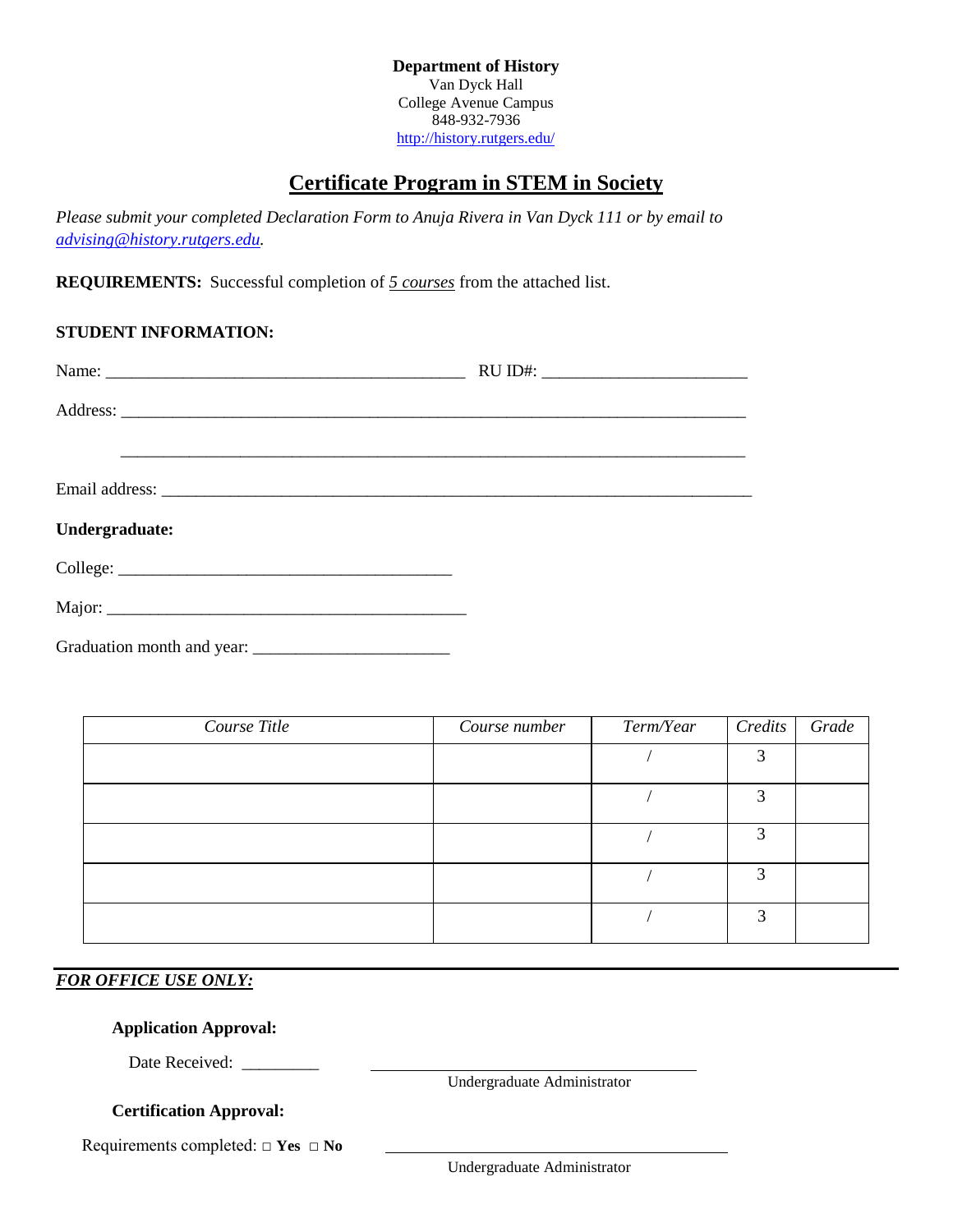**Department of History**
Van Dyck Hall
College Avenue Campus
848-932-7936
http://history.rutgers.edu/

# Certificate Program in STEM in Society

*Please submit your completed Declaration Form to Anuja Rivera in Van Dyck 111 or by email to advising@history.rutgers.edu.*

**REQUIREMENTS:** Successful completion of ***5 courses*** from the attached list.

**STUDENT INFORMATION:**

Name: ___________________________________________ RU ID#: ________________________

Address: ____________________________________________________________________________

____________________________________________________________________________

Email address: ________________________________________________________________________

**Undergraduate:**

College: ________________________________________

Major: ___________________________________________

Graduation month and year: _______________________

| *Course Title* | *Course number* | *Term/Year* | *Credits* | *Grade* |
|---|---|---|---|---|
| | | / | 3 | |
| | | / | 3 | |
| | | / | 3 | |
| | | / | 3 | |
| | | / | 3 | |

---

***FOR OFFICE USE ONLY:***

**Application Approval:**

Date Received: _________ ________________________________________
Undergraduate Administrator

**Certification Approval:**

Requirements completed: □ **Yes** □ **No** ________________________________________
Undergraduate Administrator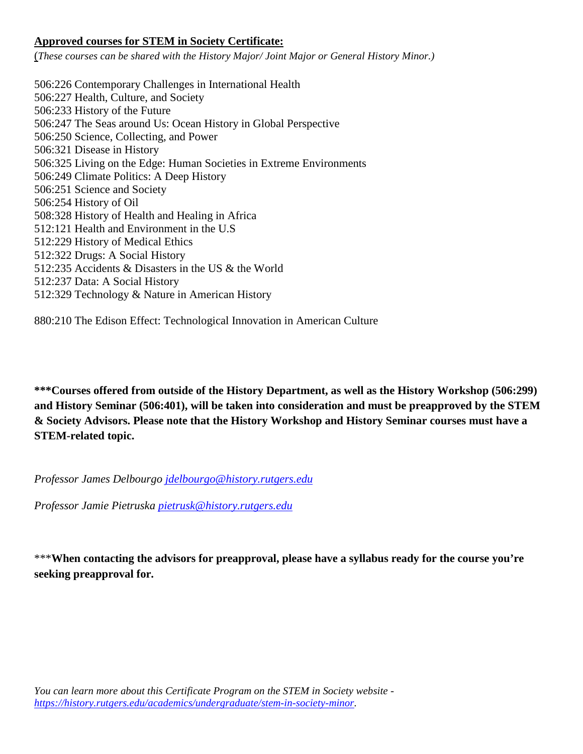**Approved courses for STEM in Society Certificate:**

(*These courses can be shared with the History Major/ Joint Major or General History Minor.)*

506:226 Contemporary Challenges in International Health
506:227 Health, Culture, and Society
506:233 History of the Future
506:247 The Seas around Us: Ocean History in Global Perspective
506:250 Science, Collecting, and Power
506:321 Disease in History
506:325 Living on the Edge: Human Societies in Extreme Environments
506:249 Climate Politics: A Deep History
506:251 Science and Society
506:254 History of Oil
508:328 History of Health and Healing in Africa
512:121 Health and Environment in the U.S
512:229 History of Medical Ethics
512:322 Drugs: A Social History
512:235 Accidents & Disasters in the US & the World
512:237 Data: A Social History
512:329 Technology & Nature in American History

880:210 The Edison Effect: Technological Innovation in American Culture

**\*\*\*Courses offered from outside of the History Department, as well as the History Workshop (506:299) and History Seminar (506:401), will be taken into consideration and must be preapproved by the STEM & Society Advisors. Please note that the History Workshop and History Seminar courses must have a STEM-related topic.**

*Professor James Delbourgo [jdelbourgo@history.rutgers.edu](mailto:jdelbourgo@history.rutgers.edu)*

*Professor Jamie Pietruska [pietrusk@history.rutgers.edu](mailto:pietrusk@history.rutgers.edu)*

\*\*\***When contacting the advisors for preapproval, please have a syllabus ready for the course you're seeking preapproval for.**

*You can learn more about this Certificate Program on the STEM in Society website - [https://history.rutgers.edu/academics/undergraduate/stem-in-society-minor](https://history.rutgers.edu/academics/undergraduate/stem-in-society-minor).*